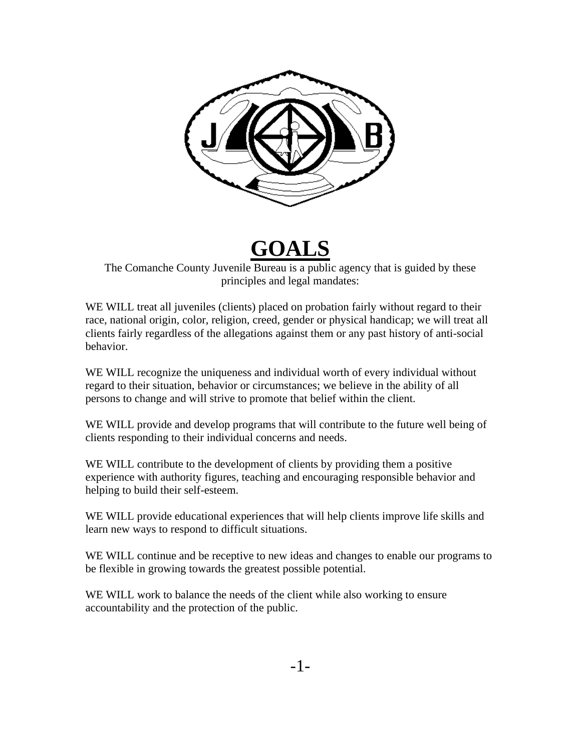# GOALS

The Comanche County Juvenile Bureau is a public agency that is guided by these principles and legal mandates:

WE WILL treat all juveniles (clients) placed on probation fairly without regard to their race, national origin, color, religion, creed, gender or physical handicap; we will treat all clients fairly regardless of the allegations against them or any past history of anti-social behavior.

WE WILL recognize the uniqueness and individual worth of every individual without regard to their situation, behavior or circumstances; we believe in the ability of all persons to change and will strive to promote that belief within the client.

WE WILL provide and develop programs that will contribute to the future well being of clients responding to their individual concerns and needs.

WE WILL contribute to the development of clients by providing them a positive experience with authority figures, teaching and encouraging responsible behavior and helping to build their self-esteem.

WE WILL provide educational experiences that will help clients improve life skills and learn new ways to respond to difficult situations.

WE WILL continue and be receptive to new ideas and changes to enable our programs to be flexible in growing towards the greatest possible potential.

WE WILL work to balance the needs of the client while also working to ensure accountability and the protection of the public.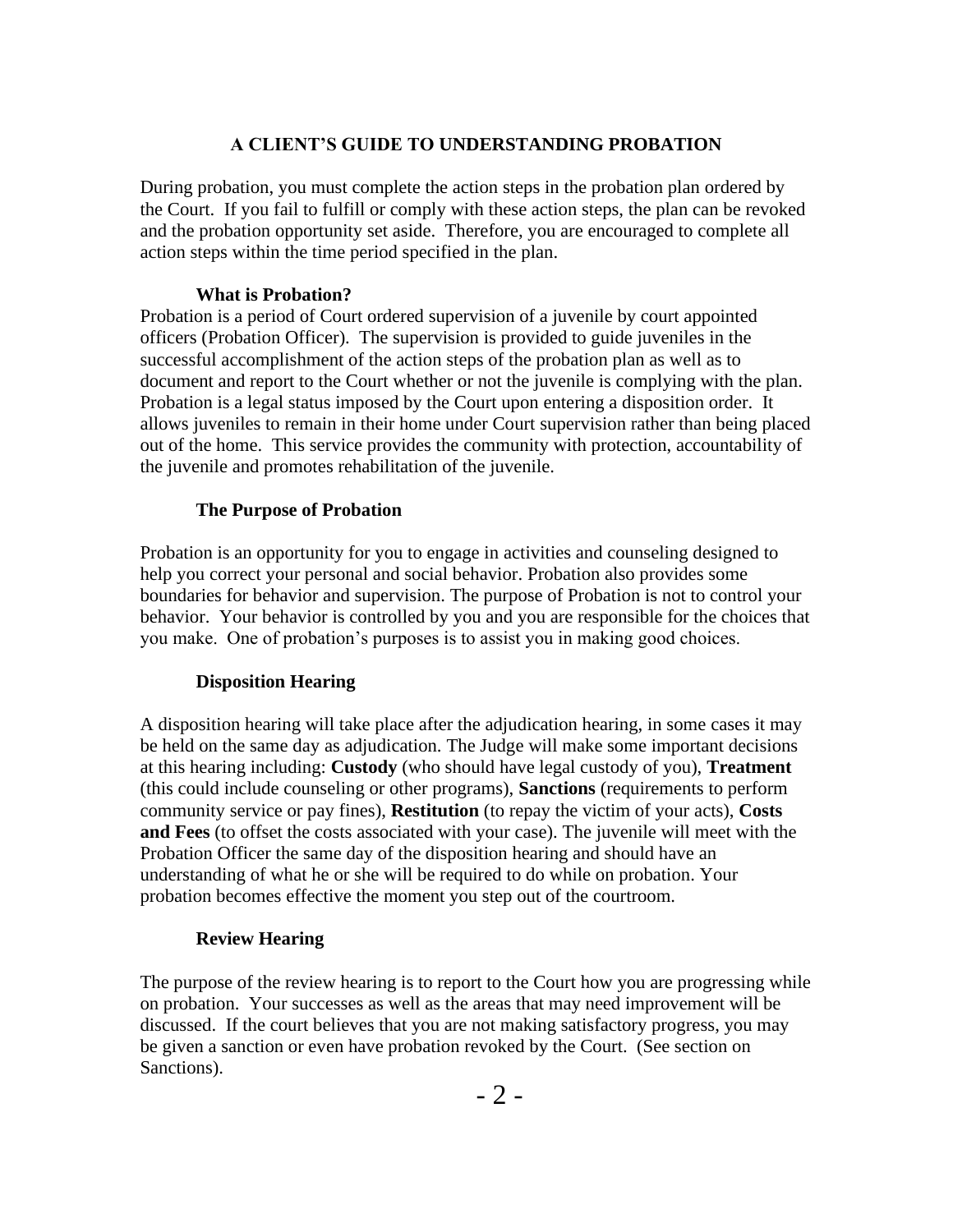# A CLIENT'S GUIDE TO UNDERSTANDING PROBATION

During probation, you must complete the action steps in the probation plan ordered by the Court. If you fail to fulfill or comply with these action steps, the plan can be revoked and the probation opportunity set aside. Therefore, you are encouraged to complete all action steps within the time period specified in the plan.

### What is Probation?

Probation is a period of Court ordered supervision of a juvenile by court appointed officers (Probation Officer). The supervision is provided to guide juveniles in the successful accomplishment of the action steps of the probation plan as well as to document and report to the Court whether or not the juvenile is complying with the plan. Probation is a legal status imposed by the Court upon entering a disposition order. It allows juveniles to remain in their home under Court supervision rather than being placed out of the home. This service provides the community with protection, accountability of the juvenile and promotes rehabilitation of the juvenile.

### The Purpose of Probation

Probation is an opportunity for you to engage in activities and counseling designed to help you correct your personal and social behavior. Probation also provides some boundaries for behavior and supervision. The purpose of Probation is not to control your behavior. Your behavior is controlled by you and you are responsible for the choices that you make. One of probation's purposes is to assist you in making good choices.

### Disposition Hearing

A disposition hearing will take place after the adjudication hearing, in some cases it may be held on the same day as adjudication. The Judge will make some important decisions at this hearing including: **Custody** (who should have legal custody of you), **Treatment** (this could include counseling or other programs), **Sanctions** (requirements to perform community service or pay fines), **Restitution** (to repay the victim of your acts), **Costs and Fees** (to offset the costs associated with your case). The juvenile will meet with the Probation Officer the same day of the disposition hearing and should have an understanding of what he or she will be required to do while on probation. Your probation becomes effective the moment you step out of the courtroom.

### Review Hearing

The purpose of the review hearing is to report to the Court how you are progressing while on probation. Your successes as well as the areas that may need improvement will be discussed. If the court believes that you are not making satisfactory progress, you may be given a sanction or even have probation revoked by the Court. (See section on Sanctions).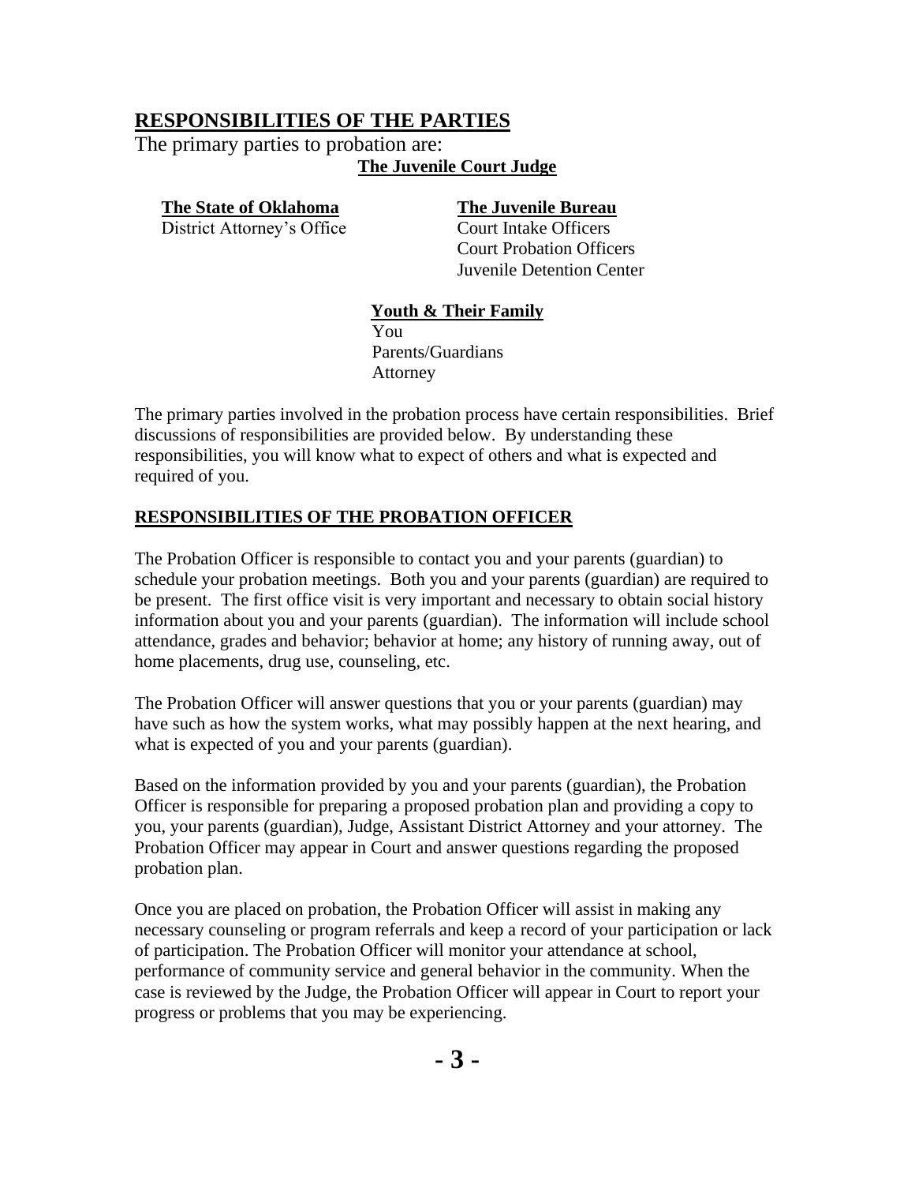## RESPONSIBILITIES OF THE PARTIES

The primary parties to probation are:

**The Juvenile Court Judge**

**The State of Oklahoma**
District Attorney's Office

**The Juvenile Bureau**
Court Intake Officers
Court Probation Officers
Juvenile Detention Center

**Youth & Their Family**
You
Parents/Guardians
Attorney

The primary parties involved in the probation process have certain responsibilities. Brief discussions of responsibilities are provided below. By understanding these responsibilities, you will know what to expect of others and what is expected and required of you.

### RESPONSIBILITIES OF THE PROBATION OFFICER

The Probation Officer is responsible to contact you and your parents (guardian) to schedule your probation meetings. Both you and your parents (guardian) are required to be present. The first office visit is very important and necessary to obtain social history information about you and your parents (guardian). The information will include school attendance, grades and behavior; behavior at home; any history of running away, out of home placements, drug use, counseling, etc.

The Probation Officer will answer questions that you or your parents (guardian) may have such as how the system works, what may possibly happen at the next hearing, and what is expected of you and your parents (guardian).

Based on the information provided by you and your parents (guardian), the Probation Officer is responsible for preparing a proposed probation plan and providing a copy to you, your parents (guardian), Judge, Assistant District Attorney and your attorney. The Probation Officer may appear in Court and answer questions regarding the proposed probation plan.

Once you are placed on probation, the Probation Officer will assist in making any necessary counseling or program referrals and keep a record of your participation or lack of participation. The Probation Officer will monitor your attendance at school, performance of community service and general behavior in the community. When the case is reviewed by the Judge, the Probation Officer will appear in Court to report your progress or problems that you may be experiencing.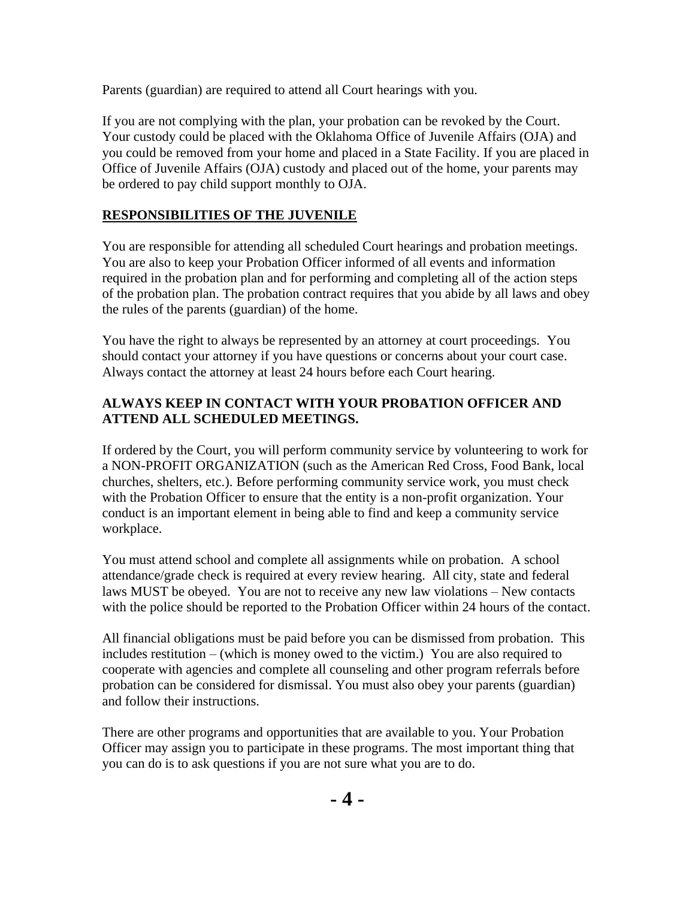Parents (guardian) are required to attend all Court hearings with you.

If you are not complying with the plan, your probation can be revoked by the Court. Your custody could be placed with the Oklahoma Office of Juvenile Affairs (OJA) and you could be removed from your home and placed in a State Facility. If you are placed in Office of Juvenile Affairs (OJA) custody and placed out of the home, your parents may be ordered to pay child support monthly to OJA.

## RESPONSIBILITIES OF THE JUVENILE

You are responsible for attending all scheduled Court hearings and probation meetings. You are also to keep your Probation Officer informed of all events and information required in the probation plan and for performing and completing all of the action steps of the probation plan. The probation contract requires that you abide by all laws and obey the rules of the parents (guardian) of the home.

You have the right to always be represented by an attorney at court proceedings. You should contact your attorney if you have questions or concerns about your court case. Always contact the attorney at least 24 hours before each Court hearing.

**ALWAYS KEEP IN CONTACT WITH YOUR PROBATION OFFICER AND ATTEND ALL SCHEDULED MEETINGS.**

If ordered by the Court, you will perform community service by volunteering to work for a NON-PROFIT ORGANIZATION (such as the American Red Cross, Food Bank, local churches, shelters, etc.). Before performing community service work, you must check with the Probation Officer to ensure that the entity is a non-profit organization. Your conduct is an important element in being able to find and keep a community service workplace.

You must attend school and complete all assignments while on probation. A school attendance/grade check is required at every review hearing. All city, state and federal laws MUST be obeyed. You are not to receive any new law violations – New contacts with the police should be reported to the Probation Officer within 24 hours of the contact.

All financial obligations must be paid before you can be dismissed from probation. This includes restitution – (which is money owed to the victim.) You are also required to cooperate with agencies and complete all counseling and other program referrals before probation can be considered for dismissal. You must also obey your parents (guardian) and follow their instructions.

There are other programs and opportunities that are available to you. Your Probation Officer may assign you to participate in these programs. The most important thing that you can do is to ask questions if you are not sure what you are to do.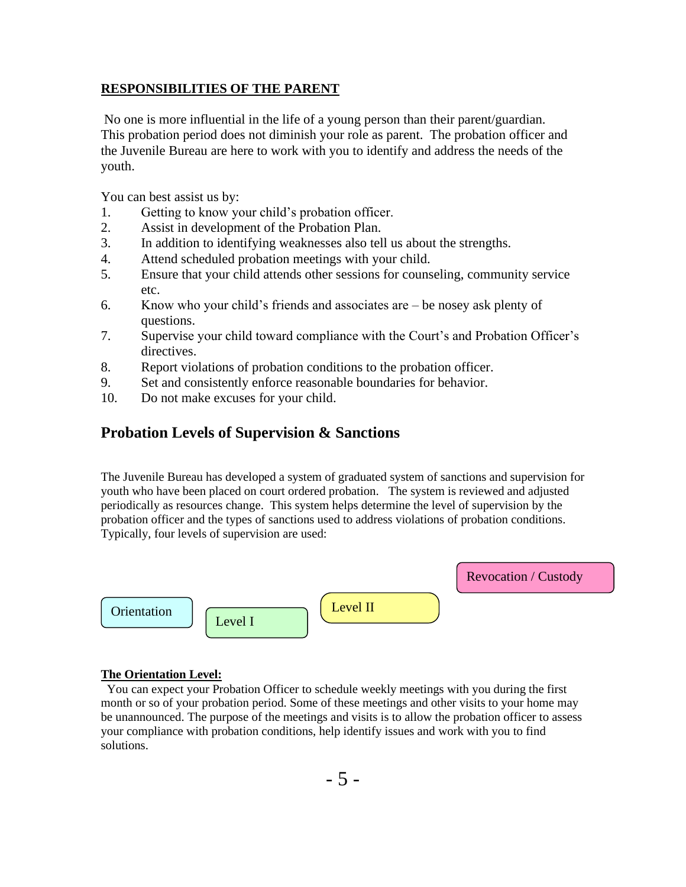## RESPONSIBILITIES OF THE PARENT

No one is more influential in the life of a young person than their parent/guardian. This probation period does not diminish your role as parent. The probation officer and the Juvenile Bureau are here to work with you to identify and address the needs of the youth.

You can best assist us by:

1. Getting to know your child's probation officer.
2. Assist in development of the Probation Plan.
3. In addition to identifying weaknesses also tell us about the strengths.
4. Attend scheduled probation meetings with your child.
5. Ensure that your child attends other sessions for counseling, community service etc.
6. Know who your child's friends and associates are – be nosey ask plenty of questions.
7. Supervise your child toward compliance with the Court's and Probation Officer's directives.
8. Report violations of probation conditions to the probation officer.
9. Set and consistently enforce reasonable boundaries for behavior.
10. Do not make excuses for your child.

## Probation Levels of Supervision & Sanctions

The Juvenile Bureau has developed a system of graduated system of sanctions and supervision for youth who have been placed on court ordered probation. The system is reviewed and adjusted periodically as resources change. This system helps determine the level of supervision by the probation officer and the types of sanctions used to address violations of probation conditions. Typically, four levels of supervision are used:

Orientation → Level I → Level II → Revocation / Custody

**The Orientation Level:**

You can expect your Probation Officer to schedule weekly meetings with you during the first month or so of your probation period. Some of these meetings and other visits to your home may be unannounced. The purpose of the meetings and visits is to allow the probation officer to assess your compliance with probation conditions, help identify issues and work with you to find solutions.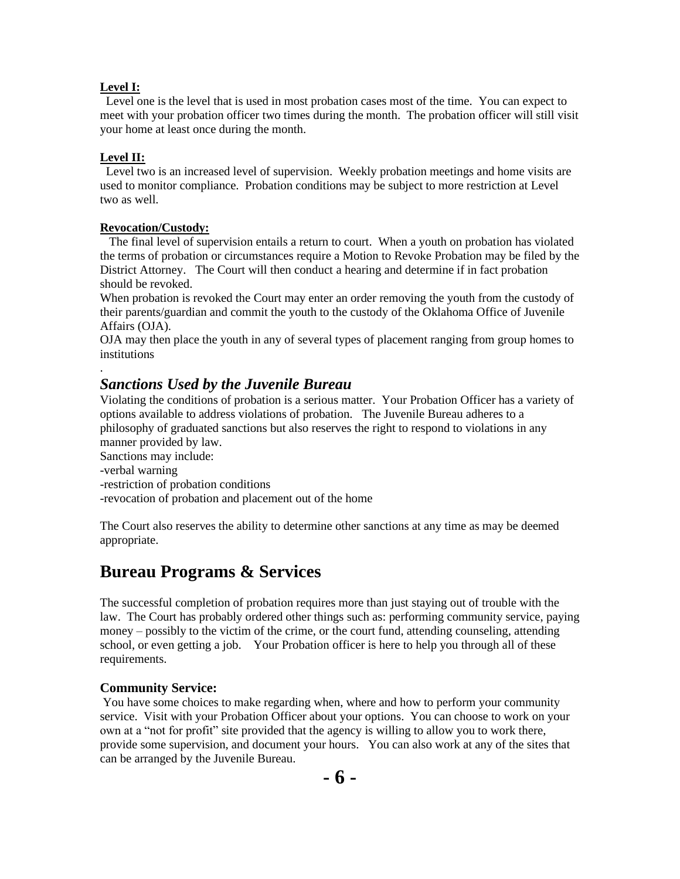**Level I:**

Level one is the level that is used in most probation cases most of the time. You can expect to meet with your probation officer two times during the month. The probation officer will still visit your home at least once during the month.

**Level II:**

Level two is an increased level of supervision. Weekly probation meetings and home visits are used to monitor compliance. Probation conditions may be subject to more restriction at Level two as well.

**Revocation/Custody:**

The final level of supervision entails a return to court. When a youth on probation has violated the terms of probation or circumstances require a Motion to Revoke Probation may be filed by the District Attorney. The Court will then conduct a hearing and determine if in fact probation should be revoked.

When probation is revoked the Court may enter an order removing the youth from the custody of their parents/guardian and commit the youth to the custody of the Oklahoma Office of Juvenile Affairs (OJA).

OJA may then place the youth in any of several types of placement ranging from group homes to institutions

.

### *Sanctions Used by the Juvenile Bureau*

Violating the conditions of probation is a serious matter. Your Probation Officer has a variety of options available to address violations of probation. The Juvenile Bureau adheres to a philosophy of graduated sanctions but also reserves the right to respond to violations in any manner provided by law.

Sanctions may include:

-verbal warning

-restriction of probation conditions

-revocation of probation and placement out of the home

The Court also reserves the ability to determine other sanctions at any time as may be deemed appropriate.

## Bureau Programs & Services

The successful completion of probation requires more than just staying out of trouble with the law. The Court has probably ordered other things such as: performing community service, paying money – possibly to the victim of the crime, or the court fund, attending counseling, attending school, or even getting a job. Your Probation officer is here to help you through all of these requirements.

**Community Service:**

You have some choices to make regarding when, where and how to perform your community service. Visit with your Probation Officer about your options. You can choose to work on your own at a "not for profit" site provided that the agency is willing to allow you to work there, provide some supervision, and document your hours. You can also work at any of the sites that can be arranged by the Juvenile Bureau.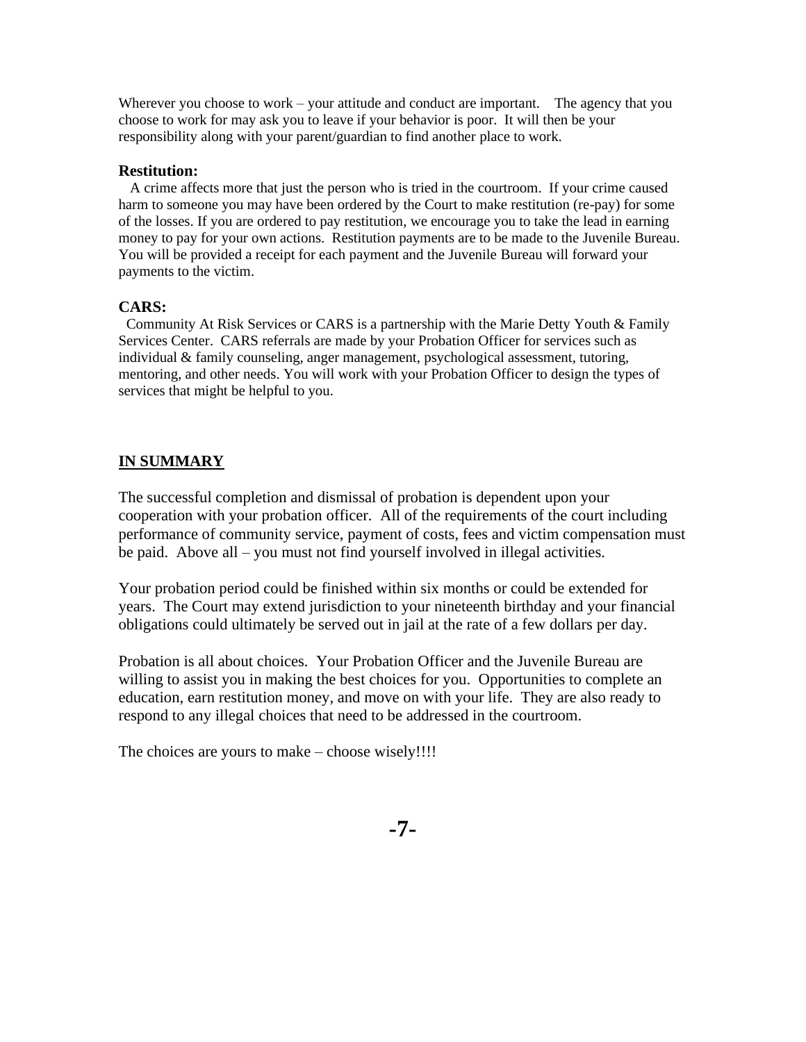Wherever you choose to work – your attitude and conduct are important. The agency that you choose to work for may ask you to leave if your behavior is poor. It will then be your responsibility along with your parent/guardian to find another place to work.

**Restitution:**

A crime affects more that just the person who is tried in the courtroom. If your crime caused harm to someone you may have been ordered by the Court to make restitution (re-pay) for some of the losses. If you are ordered to pay restitution, we encourage you to take the lead in earning money to pay for your own actions. Restitution payments are to be made to the Juvenile Bureau. You will be provided a receipt for each payment and the Juvenile Bureau will forward your payments to the victim.

**CARS:**

Community At Risk Services or CARS is a partnership with the Marie Detty Youth & Family Services Center. CARS referrals are made by your Probation Officer for services such as individual & family counseling, anger management, psychological assessment, tutoring, mentoring, and other needs. You will work with your Probation Officer to design the types of services that might be helpful to you.

## IN SUMMARY

The successful completion and dismissal of probation is dependent upon your cooperation with your probation officer. All of the requirements of the court including performance of community service, payment of costs, fees and victim compensation must be paid. Above all – you must not find yourself involved in illegal activities.

Your probation period could be finished within six months or could be extended for years. The Court may extend jurisdiction to your nineteenth birthday and your financial obligations could ultimately be served out in jail at the rate of a few dollars per day.

Probation is all about choices. Your Probation Officer and the Juvenile Bureau are willing to assist you in making the best choices for you. Opportunities to complete an education, earn restitution money, and move on with your life. They are also ready to respond to any illegal choices that need to be addressed in the courtroom.

The choices are yours to make – choose wisely!!!!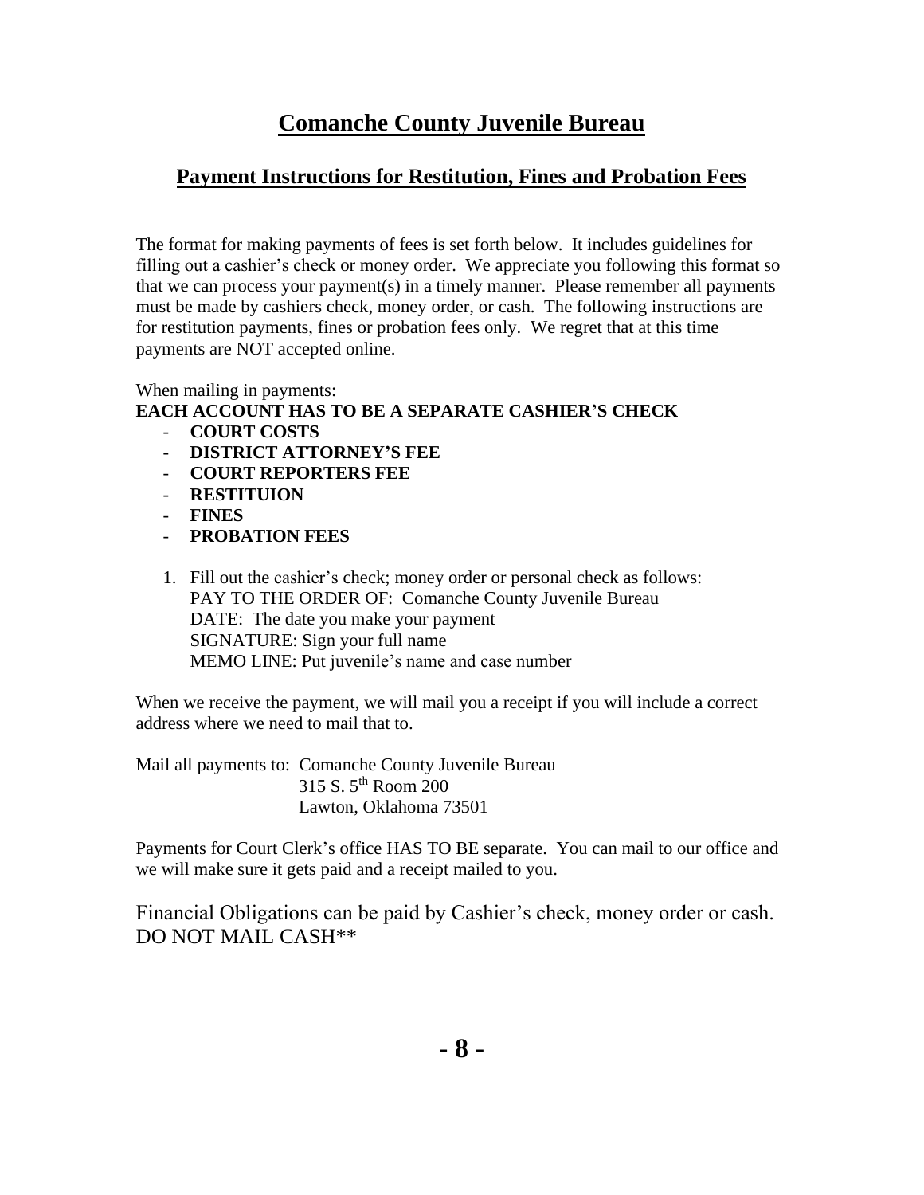# Comanche County Juvenile Bureau

## Payment Instructions for Restitution, Fines and Probation Fees

The format for making payments of fees is set forth below. It includes guidelines for filling out a cashier's check or money order. We appreciate you following this format so that we can process your payment(s) in a timely manner. Please remember all payments must be made by cashiers check, money order, or cash. The following instructions are for restitution payments, fines or probation fees only. We regret that at this time payments are NOT accepted online.

When mailing in payments:
**EACH ACCOUNT HAS TO BE A SEPARATE CASHIER'S CHECK**

- **COURT COSTS**
- **DISTRICT ATTORNEY'S FEE**
- **COURT REPORTERS FEE**
- **RESTITUION**
- **FINES**
- **PROBATION FEES**

1. Fill out the cashier's check; money order or personal check as follows:
   PAY TO THE ORDER OF: Comanche County Juvenile Bureau
   DATE: The date you make your payment
   SIGNATURE: Sign your full name
   MEMO LINE: Put juvenile's name and case number

When we receive the payment, we will mail you a receipt if you will include a correct address where we need to mail that to.

Mail all payments to: Comanche County Juvenile Bureau
315 S. 5th Room 200
Lawton, Oklahoma 73501

Payments for Court Clerk's office HAS TO BE separate. You can mail to our office and we will make sure it gets paid and a receipt mailed to you.

Financial Obligations can be paid by Cashier's check, money order or cash. DO NOT MAIL CASH**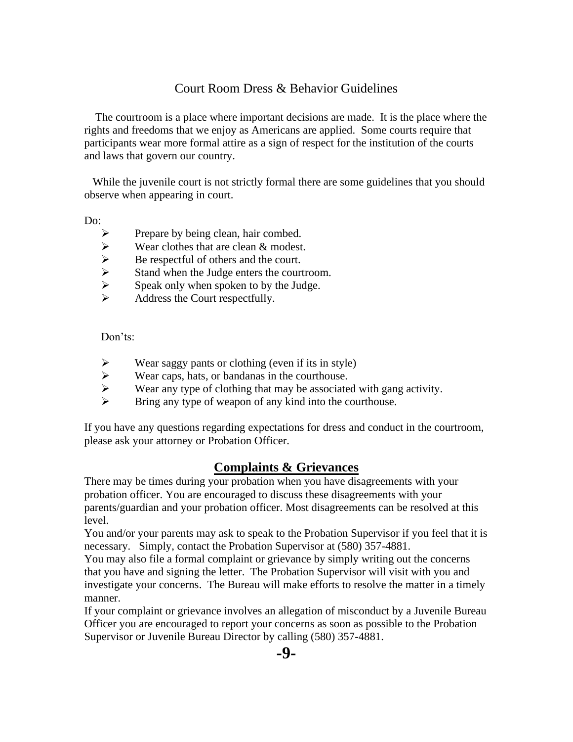## Court Room Dress & Behavior Guidelines

The courtroom is a place where important decisions are made. It is the place where the rights and freedoms that we enjoy as Americans are applied. Some courts require that participants wear more formal attire as a sign of respect for the institution of the courts and laws that govern our country.

While the juvenile court is not strictly formal there are some guidelines that you should observe when appearing in court.

Do:

- Prepare by being clean, hair combed.
- Wear clothes that are clean & modest.
- Be respectful of others and the court.
- Stand when the Judge enters the courtroom.
- Speak only when spoken to by the Judge.
- Address the Court respectfully.

Don'ts:

- Wear saggy pants or clothing (even if its in style)
- Wear caps, hats, or bandanas in the courthouse.
- Wear any type of clothing that may be associated with gang activity.
- Bring any type of weapon of any kind into the courthouse.

If you have any questions regarding expectations for dress and conduct in the courtroom, please ask your attorney or Probation Officer.

## Complaints & Grievances

There may be times during your probation when you have disagreements with your probation officer. You are encouraged to discuss these disagreements with your parents/guardian and your probation officer. Most disagreements can be resolved at this level.

You and/or your parents may ask to speak to the Probation Supervisor if you feel that it is necessary. Simply, contact the Probation Supervisor at (580) 357-4881.

You may also file a formal complaint or grievance by simply writing out the concerns that you have and signing the letter. The Probation Supervisor will visit with you and investigate your concerns. The Bureau will make efforts to resolve the matter in a timely manner.

If your complaint or grievance involves an allegation of misconduct by a Juvenile Bureau Officer you are encouraged to report your concerns as soon as possible to the Probation Supervisor or Juvenile Bureau Director by calling (580) 357-4881.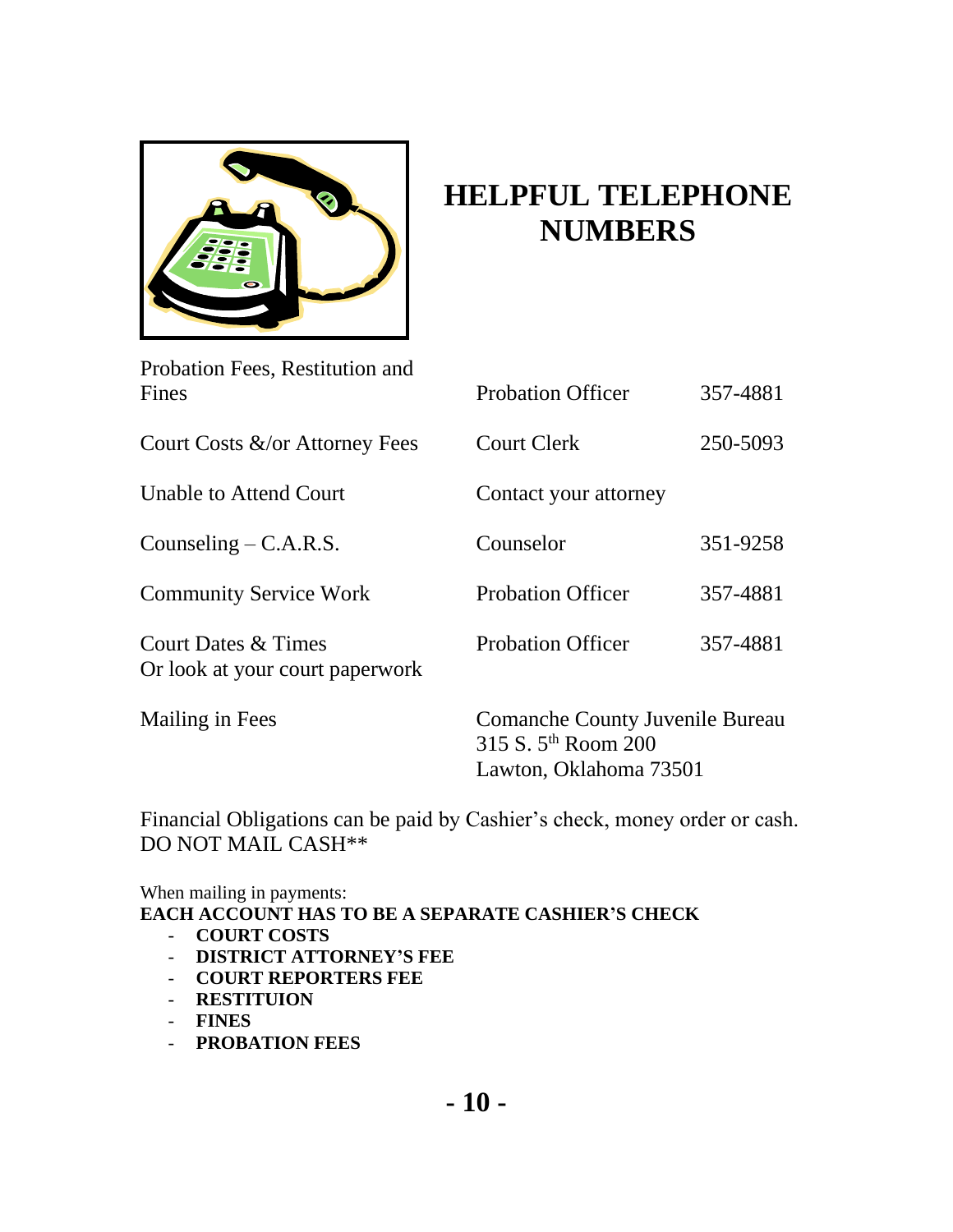# HELPFUL TELEPHONE NUMBERS

| | | |
|---|---|---|
| Probation Fees, Restitution and Fines | Probation Officer | 357-4881 |
| Court Costs &/or Attorney Fees | Court Clerk | 250-5093 |
| Unable to Attend Court | Contact your attorney | |
| Counseling – C.A.R.S. | Counselor | 351-9258 |
| Community Service Work | Probation Officer | 357-4881 |
| Court Dates & Times Or look at your court paperwork | Probation Officer | 357-4881 |
| Mailing in Fees | Comanche County Juvenile Bureau 315 S. 5th Room 200 Lawton, Oklahoma 73501 | |

Financial Obligations can be paid by Cashier's check, money order or cash. DO NOT MAIL CASH**

When mailing in payments:

**EACH ACCOUNT HAS TO BE A SEPARATE CASHIER'S CHECK**

- **COURT COSTS**
- **DISTRICT ATTORNEY'S FEE**
- **COURT REPORTERS FEE**
- **RESTITUION**
- **FINES**
- **PROBATION FEES**